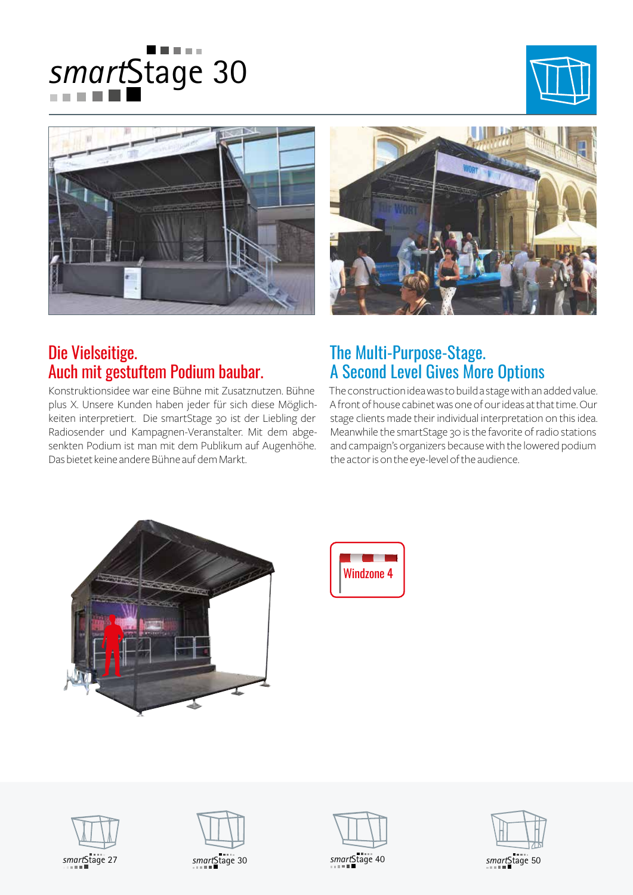# *smart*Stage 30

## Die Vielseitige.
## Auch mit gestuftem Podium baubar.

Konstruktionsidee war eine Bühne mit Zusatznutzen. Bühne plus X. Unsere Kunden haben jeder für sich diese Möglichkeiten interpretiert. Die smartStage 30 ist der Liebling der Radiosender und Kampagnen-Veranstalter. Mit dem abgesenkten Podium ist man mit dem Publikum auf Augenhöhe. Das bietet keine andere Bühne auf dem Markt.

## The Multi-Purpose-Stage.
## A Second Level Gives More Options

The construction idea was to build a stage with an added value. A front of house cabinet was one of our ideas at that time. Our stage clients made their individual interpretation on this idea. Meanwhile the smartStage 30 is the favorite of radio stations and campaign's organizers because with the lowered podium the actor is on the eye-level of the audience.

Windzone 4

*smart*Stage 27 | *smart*Stage 30 | *smart*Stage 40 | *smart*Stage 50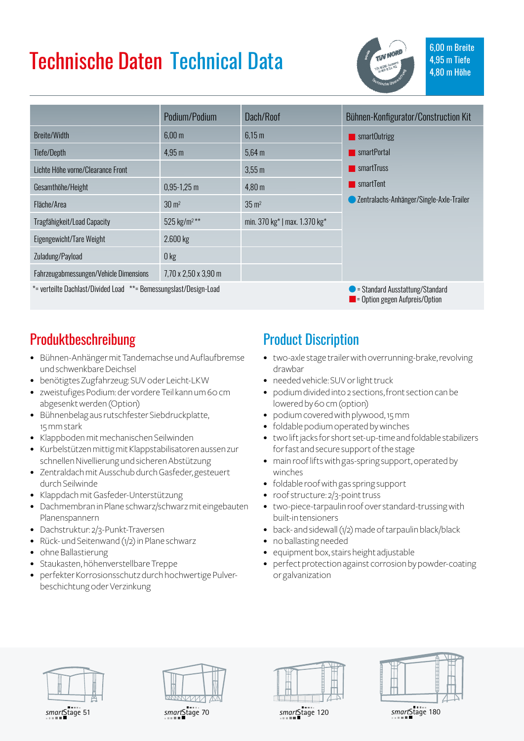# Technische Daten Technical Data

6,00 m Breite
4,95 m Tiefe
4,80 m Höhe

| | Podium/Podium | Dach/Roof | Bühnen-Konfigurator/Construction Kit |
|---|---|---|---|
| Breite/Width | 6,00 m | 6,15 m | ■ smartOutrigg |
| Tiefe/Depth | 4,95 m | 5,64 m | ■ smartPortal |
| Lichte Höhe vorne/Clearance Front | | 3,55 m | ■ smartTruss |
| Gesamthöhe/Height | 0,95-1,25 m | 4,80 m | ■ smartTent |
| Fläche/Area | 30 m² | 35 m² | ● Zentralachs-Anhänger/Single-Axle-Trailer |
| Tragfähigkeit/Load Capacity | 525 kg/m² ** | min. 370 kg* \| max. 1.370 kg* | |
| Eigengewicht/Tare Weight | 2.600 kg | | |
| Zuladung/Payload | 0 kg | | |
| Fahrzeugabmessungen/Vehicle Dimensions | 7,70 x 2,50 x 3,90 m | | |

*= verteilte Dachlast/Divided Load **= Bemessungslast/Design-Load

● = Standard Ausstattung/Standard
■ = Option gegen Aufpreis/Option

## Produktbeschreibung

- Bühnen-Anhänger mit Tandemachse und Auflaufbremse und schwenkbare Deichsel
- benötigtes Zugfahrzeug: SUV oder Leicht-LKW
- zweistufiges Podium: der vordere Teil kann um 60 cm abgesenkt werden (Option)
- Bühnenbelag aus rutschfester Siebdruckplatte, 15 mm stark
- Klappboden mit mechanischen Seilwinden
- Kurbelstützen mittig mit Klappstabilisatoren aussen zur schnellen Nivellierung und sicheren Abstützung
- Zentraldach mit Ausschub durch Gasfeder, gesteuert durch Seilwinde
- Klappdach mit Gasfeder-Unterstützung
- Dachmembran in Plane schwarz/schwarz mit eingebauten Planenspannern
- Dachstruktur: 2/3-Punkt-Traversen
- Rück- und Seitenwand (1/2) in Plane schwarz
- ohne Ballastierung
- Staukasten, höhenverstellbare Treppe
- perfekter Korrosionsschutz durch hochwertige Pulver-beschichtung oder Verzinkung

## Product Discription

- two-axle stage trailer with overrunning-brake, revolving drawbar
- needed vehicle: SUV or light truck
- podium divided into 2 sections, front section can be lowered by 60 cm (option)
- podium covered with plywood, 15 mm
- foldable podium operated by winches
- two lift jacks for short set-up-time and foldable stabilizers for fast and secure support of the stage
- main roof lifts with gas-spring support, operated by winches
- foldable roof with gas spring support
- roof structure: 2/3-point truss
- two-piece-tarpaulin roof over standard-trussing with built-in tensioners
- back- and sidewall (1/2) made of tarpaulin black/black
- no ballasting needed
- equipment box, stairs height adjustable
- perfect protection against corrosion by powder-coating or galvanization

smartStage 51 smartStage 70 smartStage 120 smartStage 180